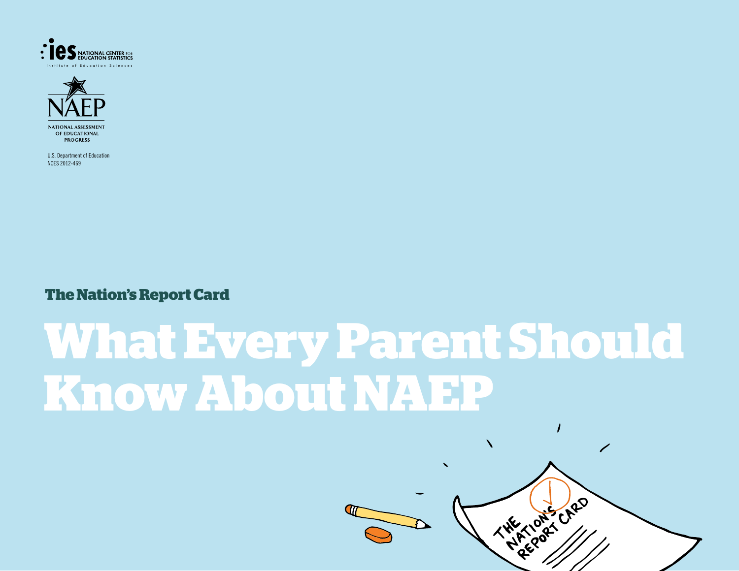ies NATIONAL CENTER FOR EDUCATION STATISTICS
Institute of Education Sciences

NAEP
NATIONAL ASSESSMENT OF EDUCATIONAL PROGRESS

U.S. Department of Education
NCES 2012-469

**The Nation's Report Card**

# What Every Parent Should Know About NAEP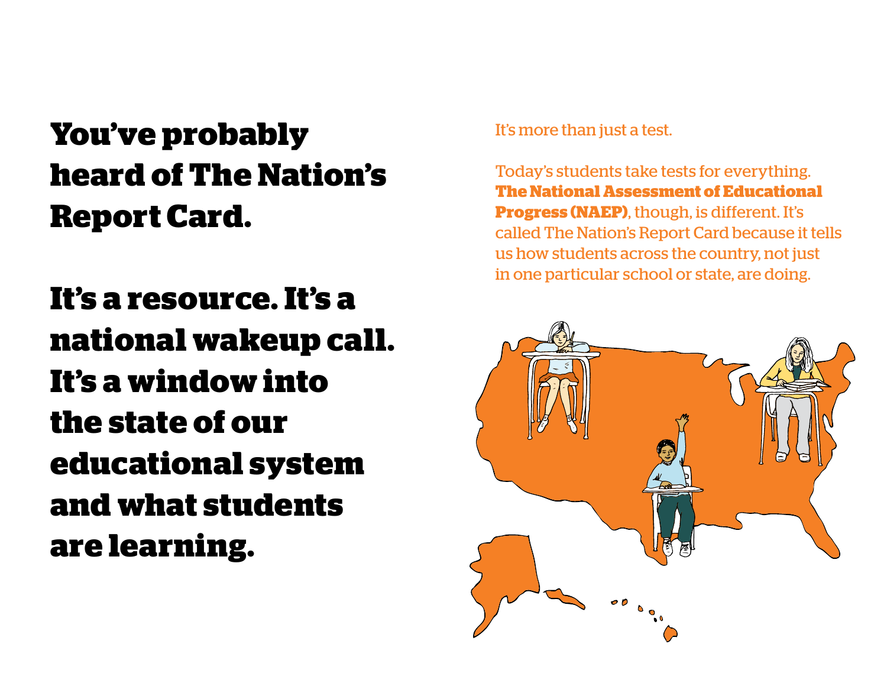# You've probably heard of The Nation's Report Card.

# It's a resource. It's a national wakeup call. It's a window into the state of our educational system and what students are learning.

It's more than just a test.

Today's students take tests for everything. **The National Assessment of Educational Progress (NAEP)**, though, is different. It's called The Nation's Report Card because it tells us how students across the country, not just in one particular school or state, are doing.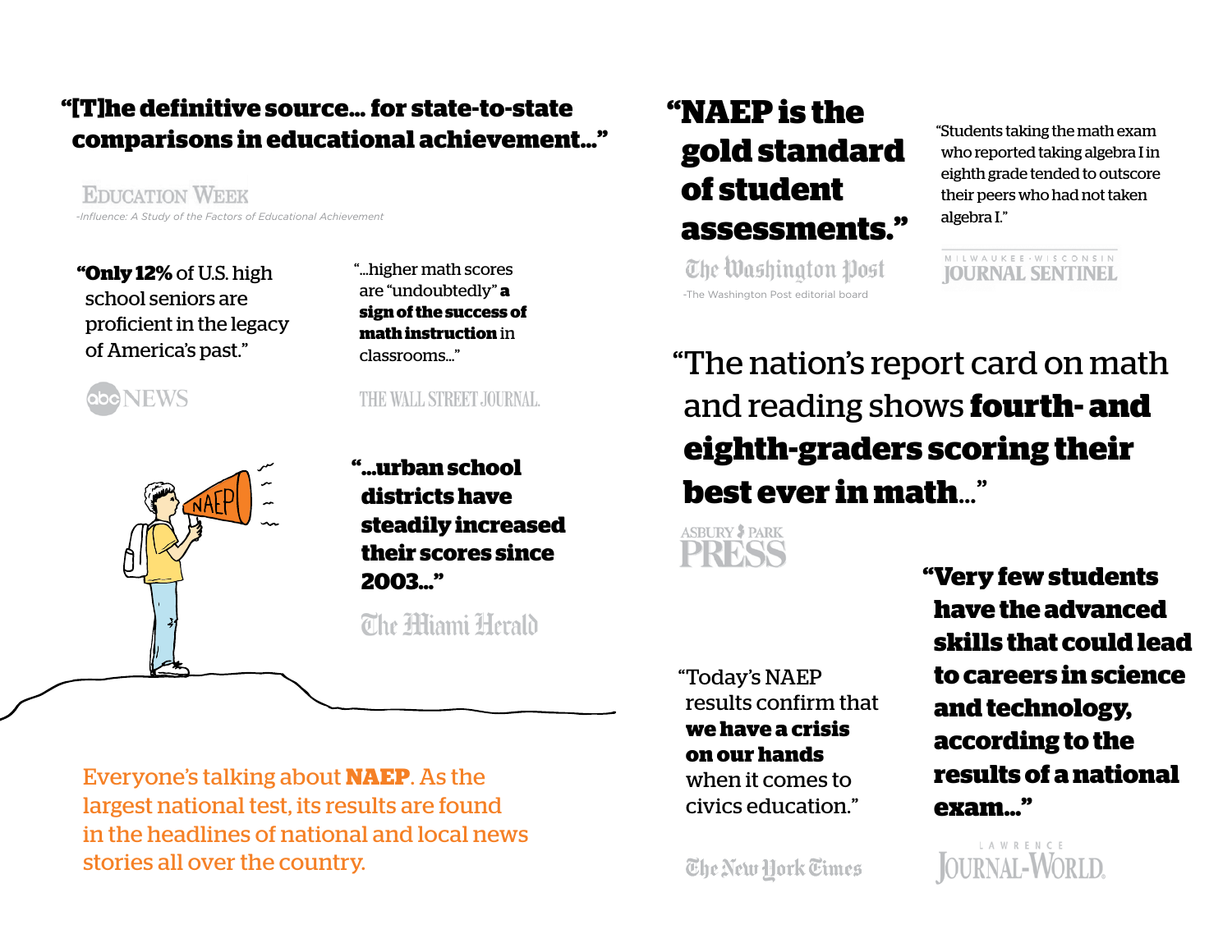**"[T]he definitive source... for state-to-state comparisons in educational achievement..."**

EDUCATION WEEK

*-Influence: A Study of the Factors of Educational Achievement*

"**Only 12%** of U.S. high school seniors are proficient in the legacy of America's past."

abc NEWS

"...higher math scores are "undoubtedly" **a sign of the success of math instruction** in classrooms..."

THE WALL STREET JOURNAL.

**"...urban school districts have steadily increased their scores since 2003..."**

The Miami Herald

**"NAEP is the gold standard of student assessments."**

The Washington Post

-The Washington Post editorial board

"Students taking the math exam who reported taking algebra I in eighth grade tended to outscore their peers who had not taken algebra I."

MILWAUKEE • WISCONSIN JOURNAL SENTINEL

"The nation's report card on math and reading shows **fourth- and eighth-graders scoring their best ever in math**..."

ASBURY PARK PRESS

"Today's NAEP results confirm that **we have a crisis on our hands** when it comes to civics education."

The New York Times

**"Very few students have the advanced skills that could lead to careers in science and technology, according to the results of a national exam..."**

LAWRENCE JOURNAL-WORLD

Everyone's talking about **NAEP**. As the largest national test, its results are found in the headlines of national and local news stories all over the country.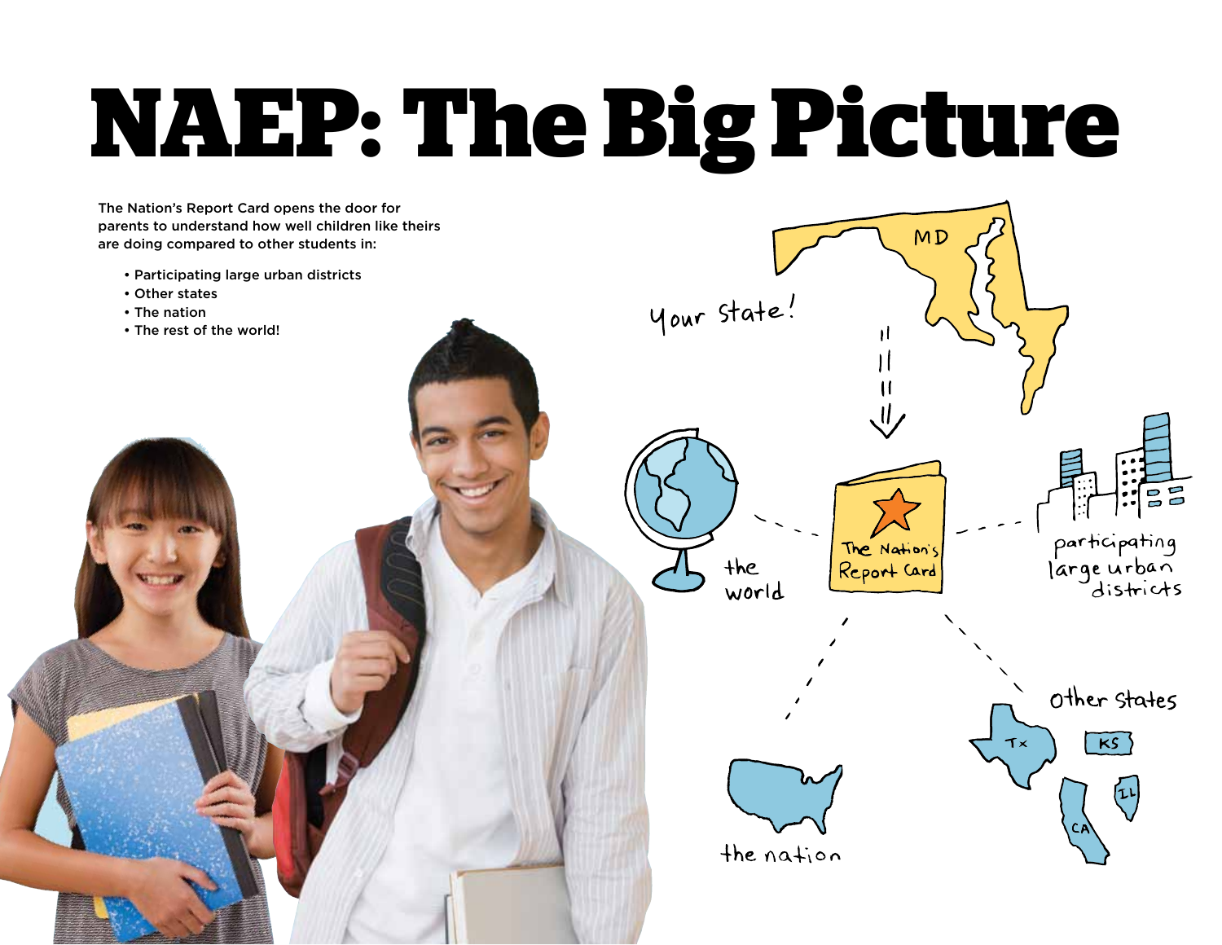# NAEP: The Big Picture

The Nation's Report Card opens the door for parents to understand how well children like theirs are doing compared to other students in:

- Participating large urban districts
- Other states
- The nation
- The rest of the world!

Your state!

MD

The Nation's Report Card

the world

participating large urban districts

the nation

Other States

TX KS IL CA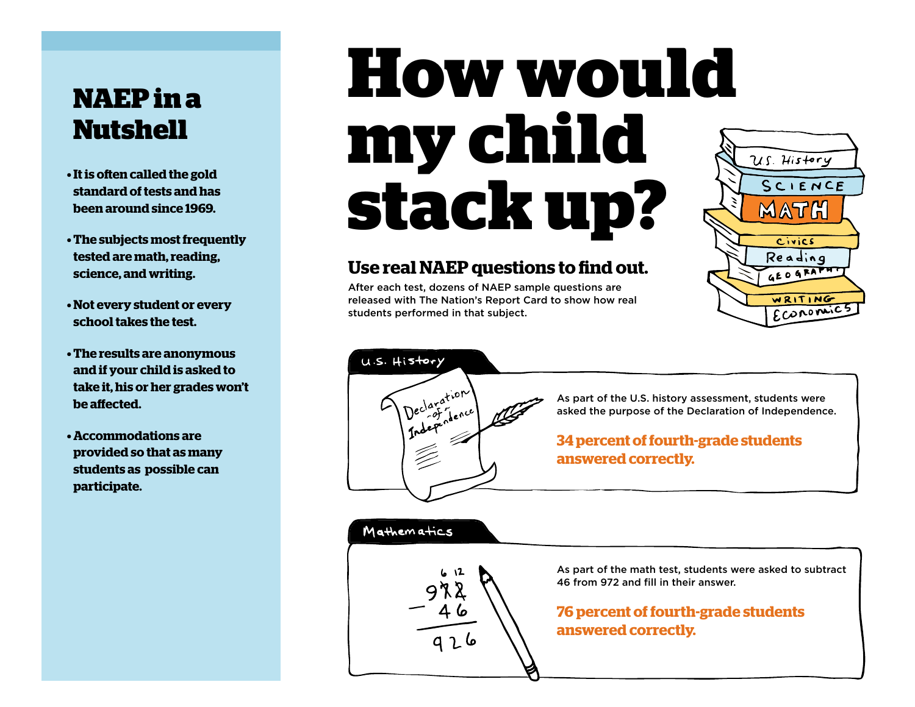## NAEP in a Nutshell

- It is often called the gold standard of tests and has been around since 1969.
- The subjects most frequently tested are math, reading, science, and writing.
- Not every student or every school takes the test.
- The results are anonymous and if your child is asked to take it, his or her grades won't be affected.
- Accommodations are provided so that as many students as possible can participate.

# How would my child stack up?

### Use real NAEP questions to find out.

After each test, dozens of NAEP sample questions are released with The Nation's Report Card to show how real students performed in that subject.

#### U.S. History

As part of the U.S. history assessment, students were asked the purpose of the Declaration of Independence.

**34 percent of fourth-grade students answered correctly.**

#### Mathematics

As part of the math test, students were asked to subtract 46 from 972 and fill in their answer.

**76 percent of fourth-grade students answered correctly.**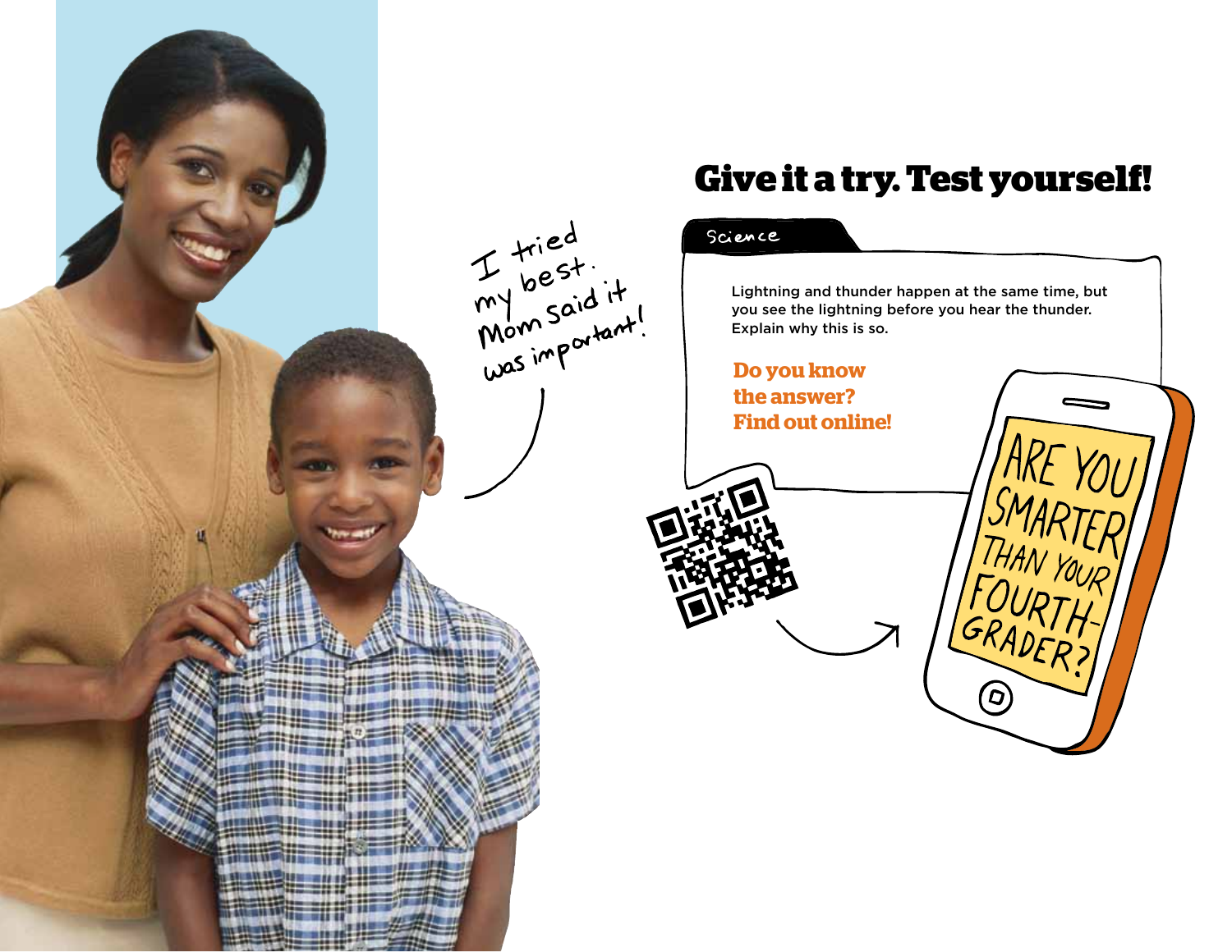I tried my best. Mom said it was important!

# Give it a try. Test yourself!

Science

Lightning and thunder happen at the same time, but you see the lightning before you hear the thunder. Explain why this is so.

**Do you know the answer? Find out online!**

ARE YOU SMARTER THAN YOUR FOURTH-GRADER?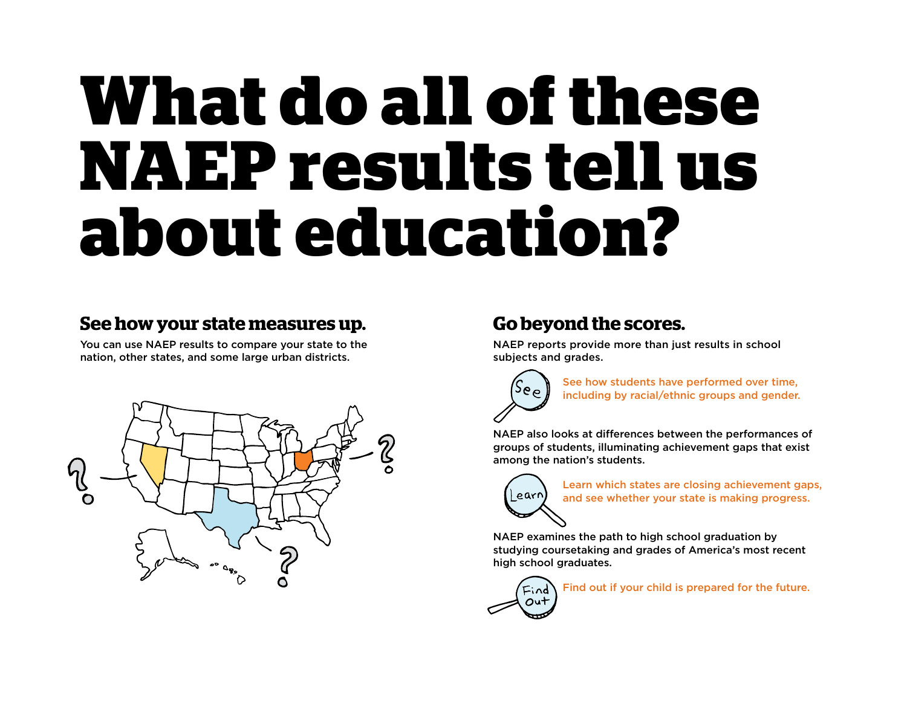# What do all of these NAEP results tell us about education?

## See how your state measures up.

You can use NAEP results to compare your state to the nation, other states, and some large urban districts.

## Go beyond the scores.

NAEP reports provide more than just results in school subjects and grades.

See how students have performed over time, including by racial/ethnic groups and gender.

NAEP also looks at differences between the performances of groups of students, illuminating achievement gaps that exist among the nation's students.

Learn which states are closing achievement gaps, and see whether your state is making progress.

NAEP examines the path to high school graduation by studying coursetaking and grades of America's most recent high school graduates.

Find out if your child is prepared for the future.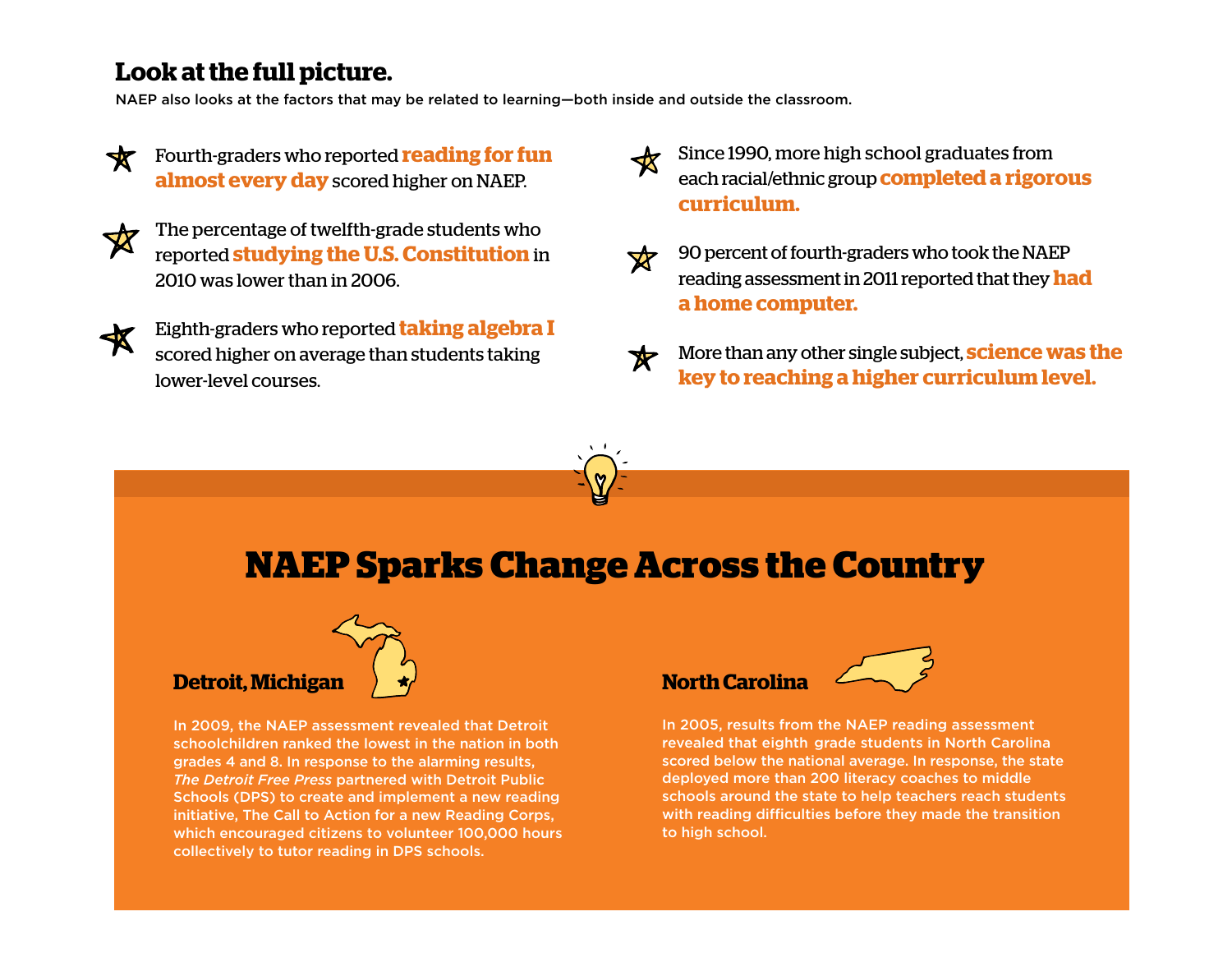## Look at the full picture.

NAEP also looks at the factors that may be related to learning—both inside and outside the classroom.

- Fourth-graders who reported **reading for fun almost every day** scored higher on NAEP.
- The percentage of twelfth-grade students who reported **studying the U.S. Constitution** in 2010 was lower than in 2006.
- Eighth-graders who reported **taking algebra I** scored higher on average than students taking lower-level courses.
- Since 1990, more high school graduates from each racial/ethnic group **completed a rigorous curriculum.**
- 90 percent of fourth-graders who took the NAEP reading assessment in 2011 reported that they **had a home computer.**
- More than any other single subject, **science was the key to reaching a higher curriculum level.**

# NAEP Sparks Change Across the Country

### Detroit, Michigan

In 2009, the NAEP assessment revealed that Detroit schoolchildren ranked the lowest in the nation in both grades 4 and 8. In response to the alarming results, *The Detroit Free Press* partnered with Detroit Public Schools (DPS) to create and implement a new reading initiative, The Call to Action for a new Reading Corps, which encouraged citizens to volunteer 100,000 hours collectively to tutor reading in DPS schools.

### North Carolina

In 2005, results from the NAEP reading assessment revealed that eighth grade students in North Carolina scored below the national average. In response, the state deployed more than 200 literacy coaches to middle schools around the state to help teachers reach students with reading difficulties before they made the transition to high school.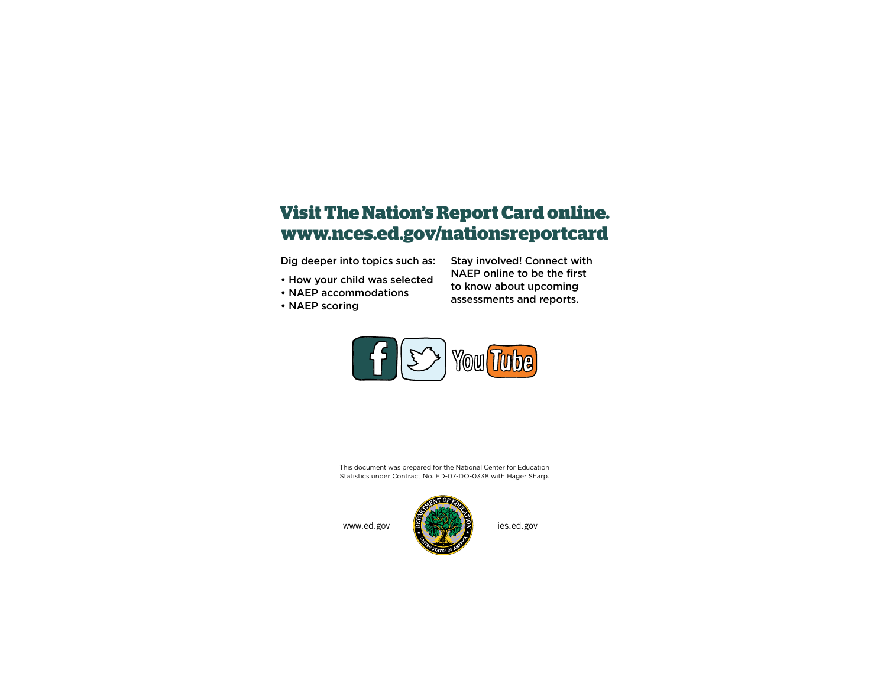# Visit The Nation's Report Card online.
# www.nces.ed.gov/nationsreportcard

Dig deeper into topics such as:

- How your child was selected
- NAEP accommodations
- NAEP scoring

Stay involved! Connect with NAEP online to be the first to know about upcoming assessments and reports.

This document was prepared for the National Center for Education Statistics under Contract No. ED-07-DO-0338 with Hager Sharp.

www.ed.gov

ies.ed.gov